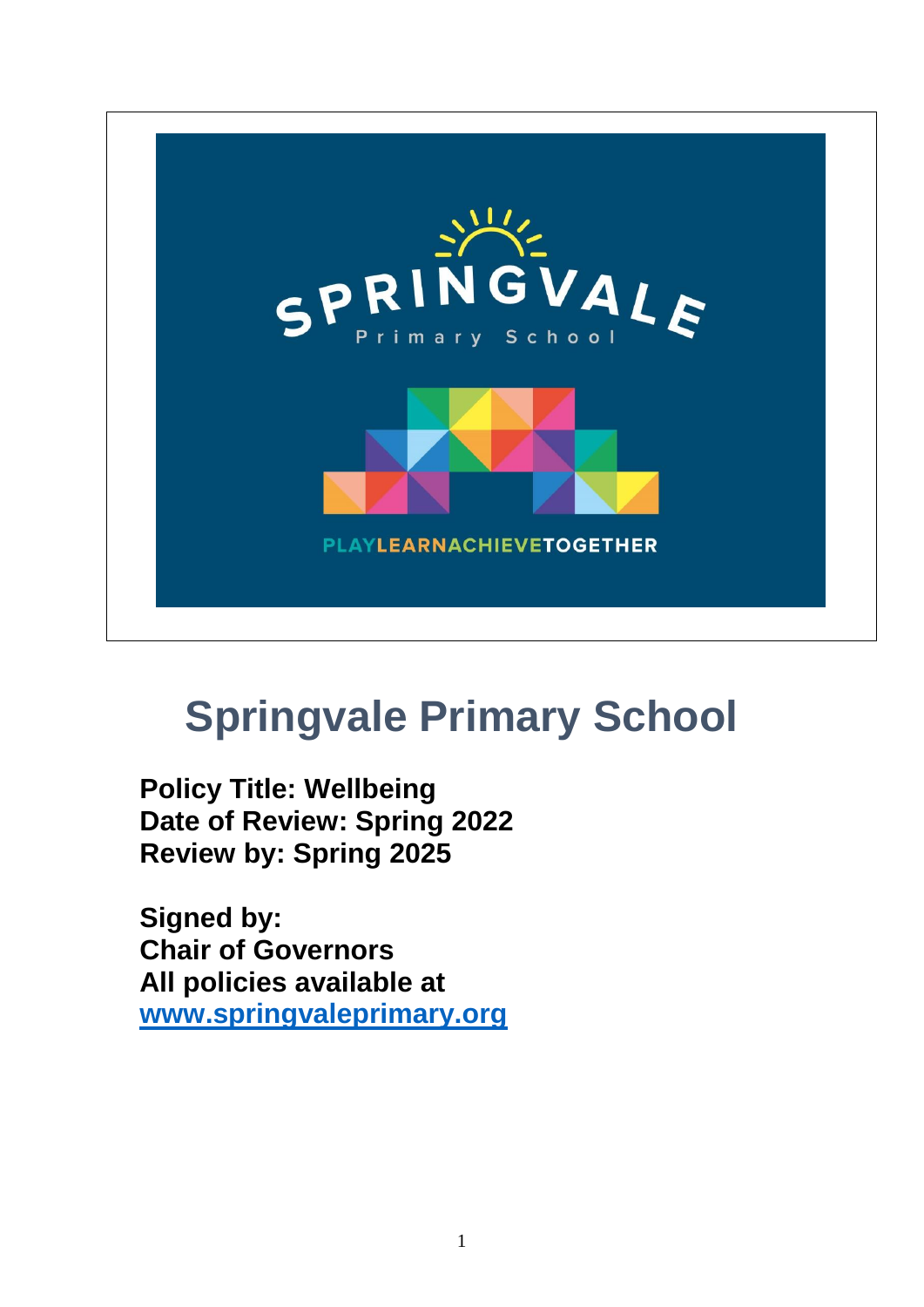# Springvale Primary School

**Policy Title: Wellbeing**
**Date of Review: Spring 2022**
**Review by: Spring 2025**

**Signed by:**
**Chair of Governors**
**All policies available at**
**[www.springvaleprimary.org](http://www.springvaleprimary.org)**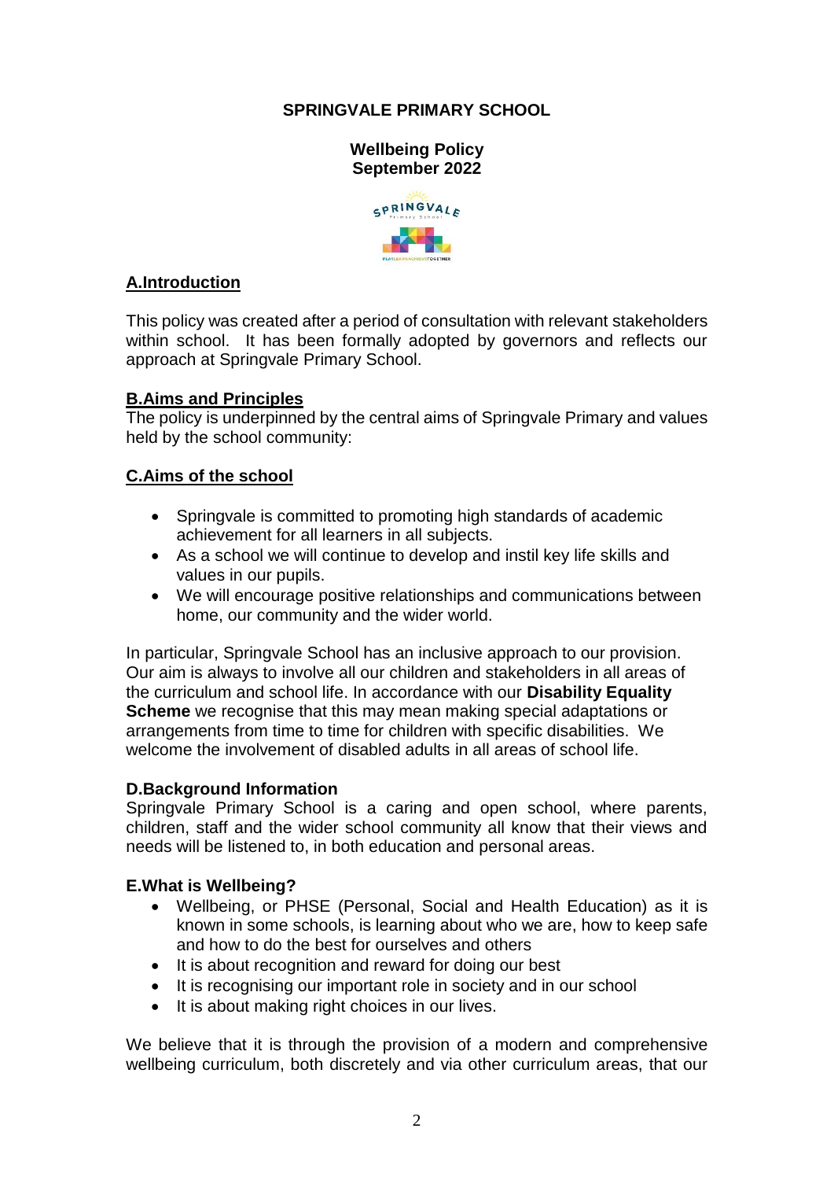**SPRINGVALE PRIMARY SCHOOL**

**Wellbeing Policy**
**September 2022**

## A.Introduction

This policy was created after a period of consultation with relevant stakeholders within school. It has been formally adopted by governors and reflects our approach at Springvale Primary School.

## B.Aims and Principles

The policy is underpinned by the central aims of Springvale Primary and values held by the school community:

## C.Aims of the school

- Springvale is committed to promoting high standards of academic achievement for all learners in all subjects.
- As a school we will continue to develop and instil key life skills and values in our pupils.
- We will encourage positive relationships and communications between home, our community and the wider world.

In particular, Springvale School has an inclusive approach to our provision. Our aim is always to involve all our children and stakeholders in all areas of the curriculum and school life. In accordance with our **Disability Equality Scheme** we recognise that this may mean making special adaptations or arrangements from time to time for children with specific disabilities. We welcome the involvement of disabled adults in all areas of school life.

## D.Background Information

Springvale Primary School is a caring and open school, where parents, children, staff and the wider school community all know that their views and needs will be listened to, in both education and personal areas.

## E.What is Wellbeing?

- Wellbeing, or PHSE (Personal, Social and Health Education) as it is known in some schools, is learning about who we are, how to keep safe and how to do the best for ourselves and others
- It is about recognition and reward for doing our best
- It is recognising our important role in society and in our school
- It is about making right choices in our lives.

We believe that it is through the provision of a modern and comprehensive wellbeing curriculum, both discretely and via other curriculum areas, that our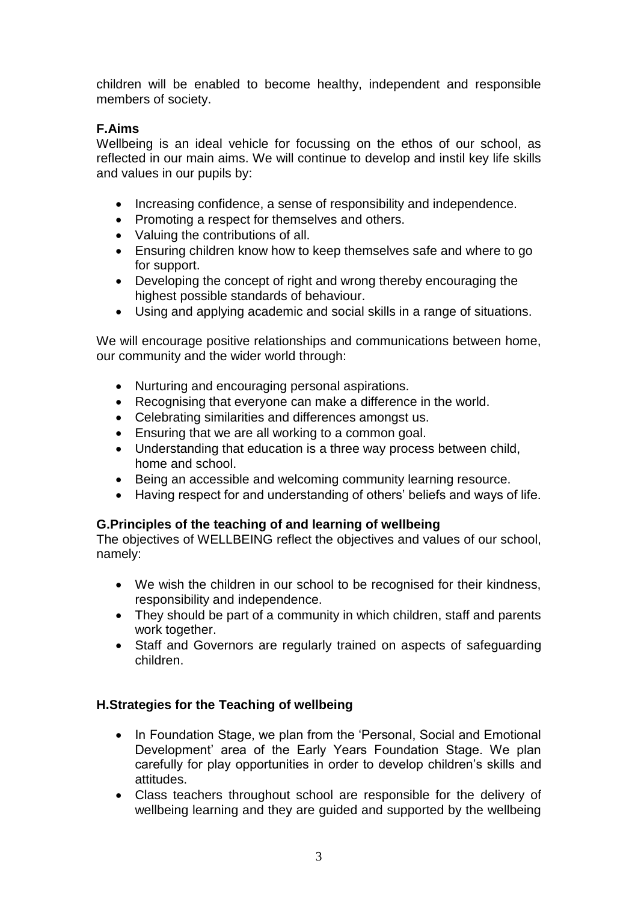children will be enabled to become healthy, independent and responsible members of society.

### F.Aims

Wellbeing is an ideal vehicle for focussing on the ethos of our school, as reflected in our main aims. We will continue to develop and instil key life skills and values in our pupils by:

- Increasing confidence, a sense of responsibility and independence.
- Promoting a respect for themselves and others.
- Valuing the contributions of all.
- Ensuring children know how to keep themselves safe and where to go for support.
- Developing the concept of right and wrong thereby encouraging the highest possible standards of behaviour.
- Using and applying academic and social skills in a range of situations.

We will encourage positive relationships and communications between home, our community and the wider world through:

- Nurturing and encouraging personal aspirations.
- Recognising that everyone can make a difference in the world.
- Celebrating similarities and differences amongst us.
- Ensuring that we are all working to a common goal.
- Understanding that education is a three way process between child, home and school.
- Being an accessible and welcoming community learning resource.
- Having respect for and understanding of others' beliefs and ways of life.

### G.Principles of the teaching of and learning of wellbeing

The objectives of WELLBEING reflect the objectives and values of our school, namely:

- We wish the children in our school to be recognised for their kindness, responsibility and independence.
- They should be part of a community in which children, staff and parents work together.
- Staff and Governors are regularly trained on aspects of safeguarding children.

### H.Strategies for the Teaching of wellbeing

- In Foundation Stage, we plan from the 'Personal, Social and Emotional Development' area of the Early Years Foundation Stage. We plan carefully for play opportunities in order to develop children's skills and attitudes.
- Class teachers throughout school are responsible for the delivery of wellbeing learning and they are guided and supported by the wellbeing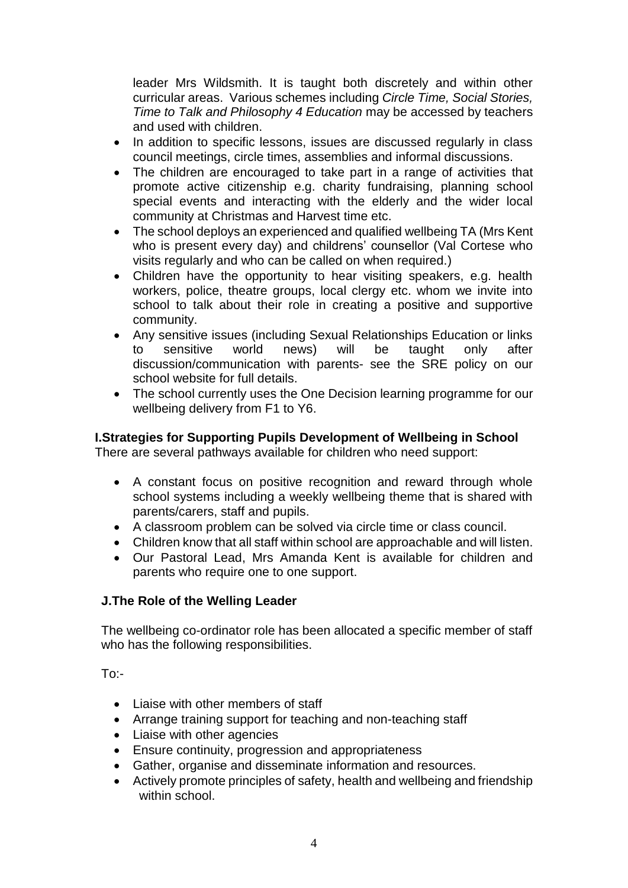leader Mrs Wildsmith. It is taught both discretely and within other curricular areas. Various schemes including *Circle Time, Social Stories, Time to Talk and Philosophy 4 Education* may be accessed by teachers and used with children.

- In addition to specific lessons, issues are discussed regularly in class council meetings, circle times, assemblies and informal discussions.
- The children are encouraged to take part in a range of activities that promote active citizenship e.g. charity fundraising, planning school special events and interacting with the elderly and the wider local community at Christmas and Harvest time etc.
- The school deploys an experienced and qualified wellbeing TA (Mrs Kent who is present every day) and childrens' counsellor (Val Cortese who visits regularly and who can be called on when required.)
- Children have the opportunity to hear visiting speakers, e.g. health workers, police, theatre groups, local clergy etc. whom we invite into school to talk about their role in creating a positive and supportive community.
- Any sensitive issues (including Sexual Relationships Education or links to sensitive world news) will be taught only after discussion/communication with parents- see the SRE policy on our school website for full details.
- The school currently uses the One Decision learning programme for our wellbeing delivery from F1 to Y6.

**I.Strategies for Supporting Pupils Development of Wellbeing in School**

There are several pathways available for children who need support:

- A constant focus on positive recognition and reward through whole school systems including a weekly wellbeing theme that is shared with parents/carers, staff and pupils.
- A classroom problem can be solved via circle time or class council.
- Children know that all staff within school are approachable and will listen.
- Our Pastoral Lead, Mrs Amanda Kent is available for children and parents who require one to one support.

**J.The Role of the Welling Leader**

The wellbeing co-ordinator role has been allocated a specific member of staff who has the following responsibilities.

To:-

- Liaise with other members of staff
- Arrange training support for teaching and non-teaching staff
- Liaise with other agencies
- Ensure continuity, progression and appropriateness
- Gather, organise and disseminate information and resources.
- Actively promote principles of safety, health and wellbeing and friendship within school.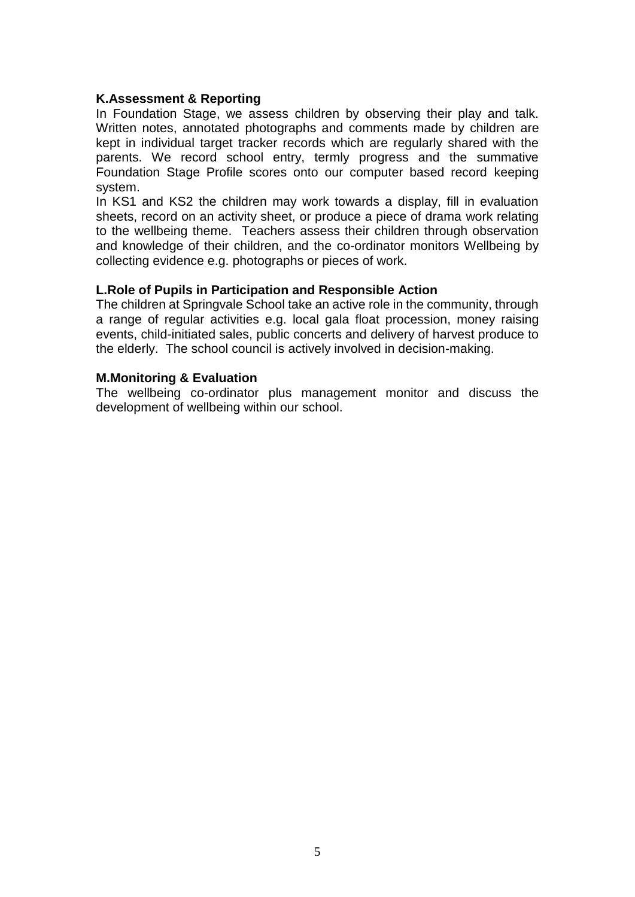**K.Assessment & Reporting**

In Foundation Stage, we assess children by observing their play and talk. Written notes, annotated photographs and comments made by children are kept in individual target tracker records which are regularly shared with the parents. We record school entry, termly progress and the summative Foundation Stage Profile scores onto our computer based record keeping system.

In KS1 and KS2 the children may work towards a display, fill in evaluation sheets, record on an activity sheet, or produce a piece of drama work relating to the wellbeing theme. Teachers assess their children through observation and knowledge of their children, and the co-ordinator monitors Wellbeing by collecting evidence e.g. photographs or pieces of work.

**L.Role of Pupils in Participation and Responsible Action**

The children at Springvale School take an active role in the community, through a range of regular activities e.g. local gala float procession, money raising events, child-initiated sales, public concerts and delivery of harvest produce to the elderly. The school council is actively involved in decision-making.

**M.Monitoring & Evaluation**

The wellbeing co-ordinator plus management monitor and discuss the development of wellbeing within our school.